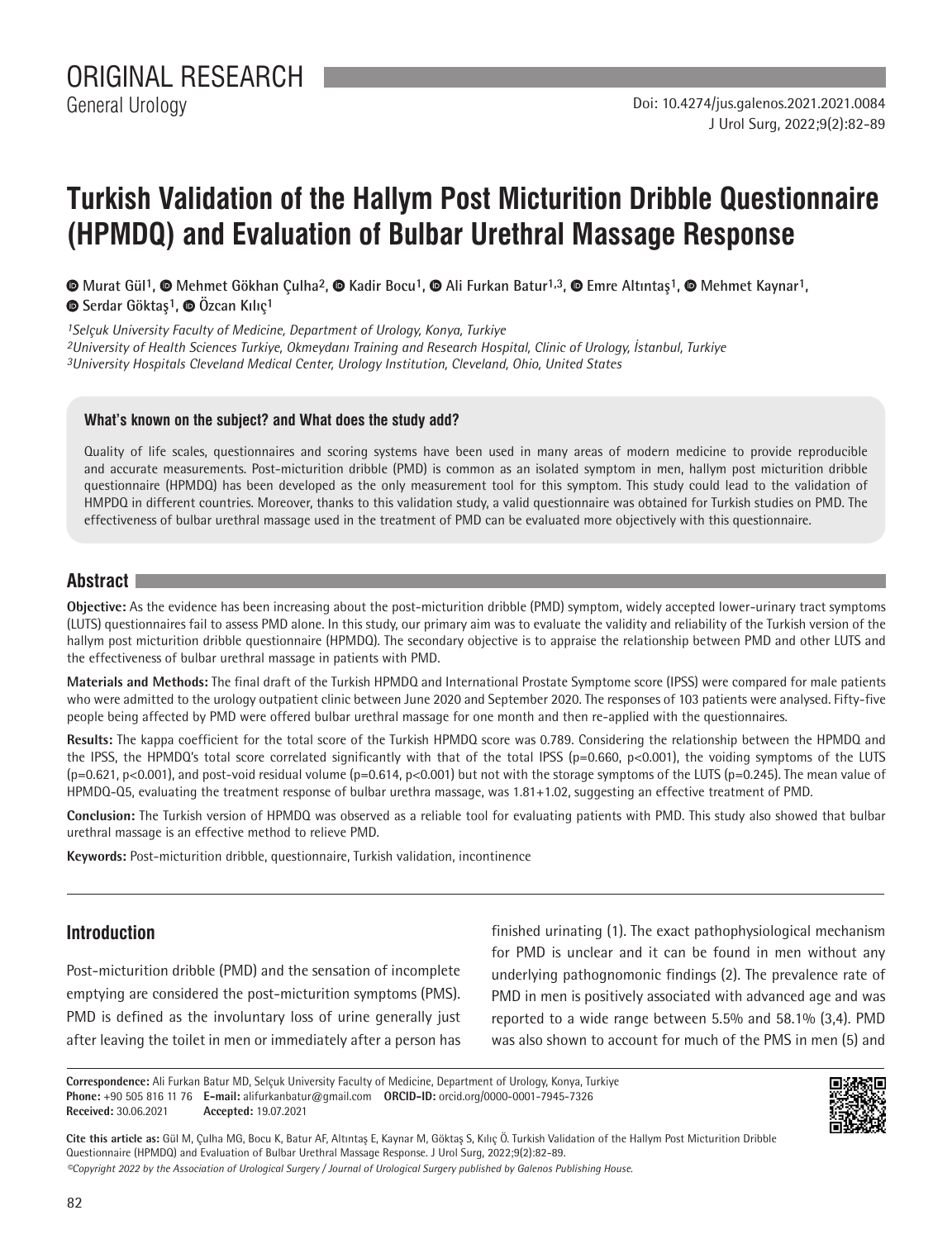ORIGINAL RESEARCH

General Urology

Doi: 10.4274/jus.galenos.2021.2021.0084

# Turkish Validation of the Hallym Post Micturition Dribble Questionnaire (HPMDQ) and Evaluation of Bulbar Urethral Massage Response

Murat Gül[1], Mehmet Gökhan Çulha[2], Kadir Bocu[1], Ali Furkan Batur[1,3], Emre Altıntaş[1], Mehmet Kaynar[1], Serdar Göktaş[1], Özcan Kılıç[1]

[1]Selçuk University Faculty of Medicine, Department of Urology, Konya, Turkiye
[2]University of Health Sciences Turkiye, Okmeydanı Training and Research Hospital, Clinic of Urology, İstanbul, Turkiye
[3]University Hospitals Cleveland Medical Center, Urology Institution, Cleveland, Ohio, United States

**What's known on the subject? and What does the study add?**

Quality of life scales, questionnaires and scoring systems have been used in many areas of modern medicine to provide reproducible and accurate measurements. Post-micturition dribble (PMD) is common as an isolated symptom in men, hallym post micturition dribble questionnaire (HPMDQ) has been developed as the only measurement tool for this symptom. This study could lead to the validation of HMPDQ in different countries. Moreover, thanks to this validation study, a valid questionnaire was obtained for Turkish studies on PMD. The effectiveness of bulbar urethral massage used in the treatment of PMD can be evaluated more objectively with this questionnaire.

## Abstract

**Objective:** As the evidence has been increasing about the post-micturition dribble (PMD) symptom, widely accepted lower-urinary tract symptoms (LUTS) questionnaires fail to assess PMD alone. In this study, our primary aim was to evaluate the validity and reliability of the Turkish version of the hallym post micturition dribble questionnaire (HPMDQ). The secondary objective is to appraise the relationship between PMD and other LUTS and the effectiveness of bulbar urethral massage in patients with PMD.

**Materials and Methods:** The final draft of the Turkish HPMDQ and International Prostate Symptome score (IPSS) were compared for male patients who were admitted to the urology outpatient clinic between June 2020 and September 2020. The responses of 103 patients were analysed. Fifty-five people being affected by PMD were offered bulbar urethral massage for one month and then re-applied with the questionnaires.

**Results:** The kappa coefficient for the total score of the Turkish HPMDQ score was 0.789. Considering the relationship between the HPMDQ and the IPSS, the HPMDQ's total score correlated significantly with that of the total IPSS (p=0.660, p<0.001), the voiding symptoms of the LUTS (p=0.621, p<0.001), and post-void residual volume (p=0.614, p<0.001) but not with the storage symptoms of the LUTS (p=0.245). The mean value of HPMDQ-Q5, evaluating the treatment response of bulbar urethra massage, was 1.81+1.02, suggesting an effective treatment of PMD.

**Conclusion:** The Turkish version of HPMDQ was observed as a reliable tool for evaluating patients with PMD. This study also showed that bulbar urethral massage is an effective method to relieve PMD.

**Keywords:** Post-micturition dribble, questionnaire, Turkish validation, incontinence

## Introduction

Post-micturition dribble (PMD) and the sensation of incomplete emptying are considered the post-micturition symptoms (PMS). PMD is defined as the involuntary loss of urine generally just after leaving the toilet in men or immediately after a person has finished urinating (1). The exact pathophysiological mechanism for PMD is unclear and it can be found in men without any underlying pathognomonic findings (2). The prevalence rate of PMD in men is positively associated with advanced age and was reported to a wide range between 5.5% and 58.1% (3,4). PMD was also shown to account for much of the PMS in men (5) and

**Correspondence:** Ali Furkan Batur MD, Selçuk University Faculty of Medicine, Department of Urology, Konya, Turkiye
**Phone:** +90 505 816 11 76 **E-mail:** alifurkanbatur@gmail.com **ORCID-ID:** orcid.org/0000-0001-7945-7326
**Received:** 30.06.2021 **Accepted:** 19.07.2021

**Cite this article as:** Gül M, Çulha MG, Bocu K, Batur AF, Altıntaş E, Kaynar M, Göktaş S, Kılıç Ö. Turkish Validation of the Hallym Post Micturition Dribble Questionnaire (HPMDQ) and Evaluation of Bulbar Urethral Massage Response. J Urol Surg, 2022;9(2):82-89.

*©Copyright 2022 by the Association of Urological Surgery / Journal of Urological Surgery published by Galenos Publishing House.*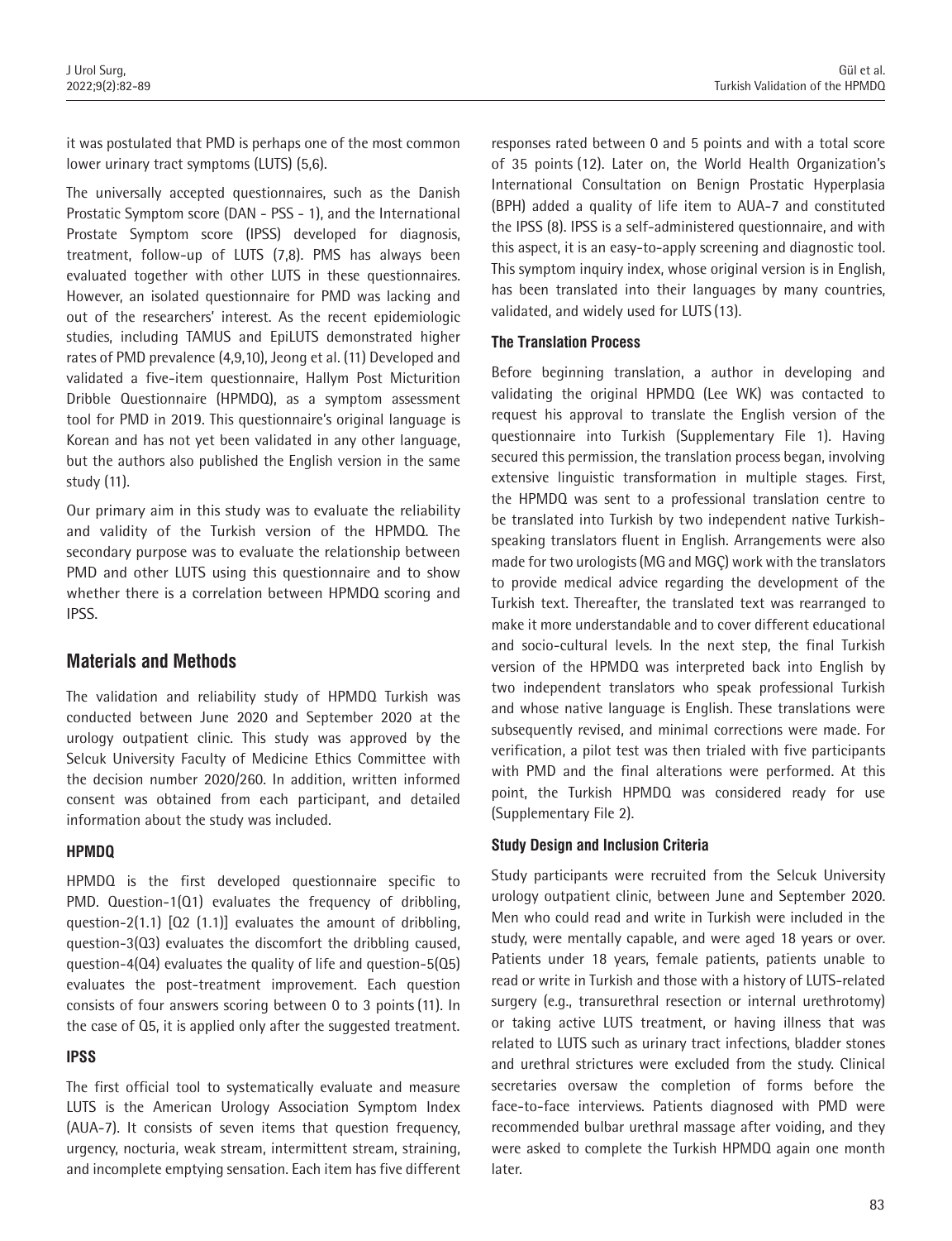it was postulated that PMD is perhaps one of the most common lower urinary tract symptoms (LUTS) (5,6).

The universally accepted questionnaires, such as the Danish Prostatic Symptom score (DAN - PSS - 1), and the International Prostate Symptom score (IPSS) developed for diagnosis, treatment, follow-up of LUTS (7,8). PMS has always been evaluated together with other LUTS in these questionnaires. However, an isolated questionnaire for PMD was lacking and out of the researchers' interest. As the recent epidemiologic studies, including TAMUS and EpiLUTS demonstrated higher rates of PMD prevalence (4,9,10), Jeong et al. (11) Developed and validated a five-item questionnaire, Hallym Post Micturition Dribble Questionnaire (HPMDQ), as a symptom assessment tool for PMD in 2019. This questionnaire's original language is Korean and has not yet been validated in any other language, but the authors also published the English version in the same study (11).

Our primary aim in this study was to evaluate the reliability and validity of the Turkish version of the HPMDQ. The secondary purpose was to evaluate the relationship between PMD and other LUTS using this questionnaire and to show whether there is a correlation between HPMDQ scoring and IPSS.

## Materials and Methods

The validation and reliability study of HPMDQ Turkish was conducted between June 2020 and September 2020 at the urology outpatient clinic. This study was approved by the Selcuk University Faculty of Medicine Ethics Committee with the decision number 2020/260. In addition, written informed consent was obtained from each participant, and detailed information about the study was included.

### HPMDQ

HPMDQ is the first developed questionnaire specific to PMD. Question-1(Q1) evaluates the frequency of dribbling, question-2(1.1) [Q2 (1.1)] evaluates the amount of dribbling, question-3(Q3) evaluates the discomfort the dribbling caused, question-4(Q4) evaluates the quality of life and question-5(Q5) evaluates the post-treatment improvement. Each question consists of four answers scoring between 0 to 3 points (11). In the case of Q5, it is applied only after the suggested treatment.

### IPSS

The first official tool to systematically evaluate and measure LUTS is the American Urology Association Symptom Index (AUA-7). It consists of seven items that question frequency, urgency, nocturia, weak stream, intermittent stream, straining, and incomplete emptying sensation. Each item has five different responses rated between 0 and 5 points and with a total score of 35 points (12). Later on, the World Health Organization's International Consultation on Benign Prostatic Hyperplasia (BPH) added a quality of life item to AUA-7 and constituted the IPSS (8). IPSS is a self-administered questionnaire, and with this aspect, it is an easy-to-apply screening and diagnostic tool. This symptom inquiry index, whose original version is in English, has been translated into their languages by many countries, validated, and widely used for LUTS (13).

### The Translation Process

Before beginning translation, a author in developing and validating the original HPMDQ (Lee WK) was contacted to request his approval to translate the English version of the questionnaire into Turkish (Supplementary File 1). Having secured this permission, the translation process began, involving extensive linguistic transformation in multiple stages. First, the HPMDQ was sent to a professional translation centre to be translated into Turkish by two independent native Turkish-speaking translators fluent in English. Arrangements were also made for two urologists (MG and MGÇ) work with the translators to provide medical advice regarding the development of the Turkish text. Thereafter, the translated text was rearranged to make it more understandable and to cover different educational and socio-cultural levels. In the next step, the final Turkish version of the HPMDQ was interpreted back into English by two independent translators who speak professional Turkish and whose native language is English. These translations were subsequently revised, and minimal corrections were made. For verification, a pilot test was then trialed with five participants with PMD and the final alterations were performed. At this point, the Turkish HPMDQ was considered ready for use (Supplementary File 2).

### Study Design and Inclusion Criteria

Study participants were recruited from the Selcuk University urology outpatient clinic, between June and September 2020. Men who could read and write in Turkish were included in the study, were mentally capable, and were aged 18 years or over. Patients under 18 years, female patients, patients unable to read or write in Turkish and those with a history of LUTS-related surgery (e.g., transurethral resection or internal urethrotomy) or taking active LUTS treatment, or having illness that was related to LUTS such as urinary tract infections, bladder stones and urethral strictures were excluded from the study. Clinical secretaries oversaw the completion of forms before the face-to-face interviews. Patients diagnosed with PMD were recommended bulbar urethral massage after voiding, and they were asked to complete the Turkish HPMDQ again one month later.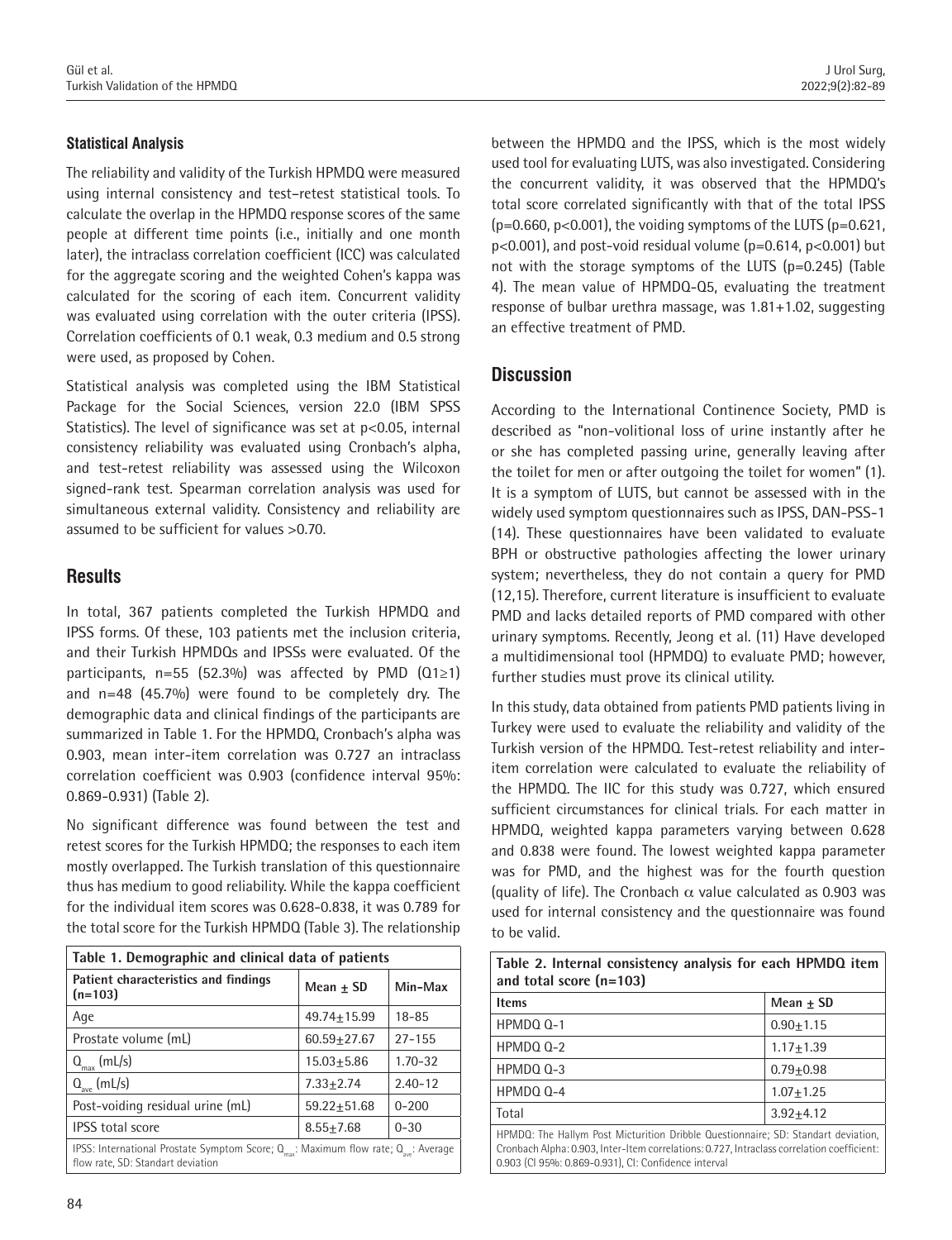### Statistical Analysis

The reliability and validity of the Turkish HPMDQ were measured using internal consistency and test-retest statistical tools. To calculate the overlap in the HPMDQ response scores of the same people at different time points (i.e., initially and one month later), the intraclass correlation coefficient (ICC) was calculated for the aggregate scoring and the weighted Cohen's kappa was calculated for the scoring of each item. Concurrent validity was evaluated using correlation with the outer criteria (IPSS). Correlation coefficients of 0.1 weak, 0.3 medium and 0.5 strong were used, as proposed by Cohen.

Statistical analysis was completed using the IBM Statistical Package for the Social Sciences, version 22.0 (IBM SPSS Statistics). The level of significance was set at $p<0.05$, internal consistency reliability was evaluated using Cronbach's alpha, and test-retest reliability was assessed using the Wilcoxon signed-rank test. Spearman correlation analysis was used for simultaneous external validity. Consistency and reliability are assumed to be sufficient for values >0.70.

## Results

In total, 367 patients completed the Turkish HPMDQ and IPSS forms. Of these, 103 patients met the inclusion criteria, and their Turkish HPMDQs and IPSSs were evaluated. Of the participants, n=55 (52.3%) was affected by PMD (Q1≥1) and n=48 (45.7%) were found to be completely dry. The demographic data and clinical findings of the participants are summarized in Table 1. For the HPMDQ, Cronbach's alpha was 0.903, mean inter-item correlation was 0.727 an intraclass correlation coefficient was 0.903 (confidence interval 95%: 0.869-0.931) (Table 2).

No significant difference was found between the test and retest scores for the Turkish HPMDQ; the responses to each item mostly overlapped. The Turkish translation of this questionnaire thus has medium to good reliability. While the kappa coefficient for the individual item scores was 0.628-0.838, it was 0.789 for the total score for the Turkish HPMDQ (Table 3). The relationship between the HPMDQ and the IPSS, which is the most widely used tool for evaluating LUTS, was also investigated. Considering the concurrent validity, it was observed that the HPMDQ's total score correlated significantly with that of the total IPSS ($\rho=0.660$, $p<0.001$), the voiding symptoms of the LUTS ($\rho=0.621$, $p<0.001$), and post-void residual volume ($\rho=0.614$, $p<0.001$) but not with the storage symptoms of the LUTS ($\rho=0.245$) (Table 4). The mean value of HPMDQ-Q5, evaluating the treatment response of bulbar urethra massage, was 1.81+1.02, suggesting an effective treatment of PMD.

**Table 1. Demographic and clinical data of patients**

| Patient characteristics and findings (n=103) | Mean ± SD | Min-Max |
|---|---|---|
| Age | 49.74±15.99 | 18-85 |
| Prostate volume (mL) | 60.59±27.67 | 27-155 |
| $Q_{max}$ (mL/s) | 15.03±5.86 | 1.70-32 |
| $Q_{ave}$ (mL/s) | 7.33±2.74 | 2.40-12 |
| Post-voiding residual urine (mL) | 59.22±51.68 | 0-200 |
| IPSS total score | 8.55±7.68 | 0-30 |

IPSS: International Prostate Symptom Score; $Q_{max}$: Maximum flow rate; $Q_{ave}$: Average flow rate, SD: Standart deviation

## Discussion

According to the International Continence Society, PMD is described as "non-volitional loss of urine instantly after he or she has completed passing urine, generally leaving after the toilet for men or after outgoing the toilet for women" (1). It is a symptom of LUTS, but cannot be assessed with in the widely used symptom questionnaires such as IPSS, DAN-PSS-1 (14). These questionnaires have been validated to evaluate BPH or obstructive pathologies affecting the lower urinary system; nevertheless, they do not contain a query for PMD (12,15). Therefore, current literature is insufficient to evaluate PMD and lacks detailed reports of PMD compared with other urinary symptoms. Recently, Jeong et al. (11) Have developed a multidimensional tool (HPMDQ) to evaluate PMD; however, further studies must prove its clinical utility.

In this study, data obtained from patients PMD patients living in Turkey were used to evaluate the reliability and validity of the Turkish version of the HPMDQ. Test-retest reliability and inter-item correlation were calculated to evaluate the reliability of the HPMDQ. The IIC for this study was 0.727, which ensured sufficient circumstances for clinical trials. For each matter in HPMDQ, weighted kappa parameters varying between 0.628 and 0.838 were found. The lowest weighted kappa parameter was for PMD, and the highest was for the fourth question (quality of life). The Cronbach $\alpha$ value calculated as 0.903 was used for internal consistency and the questionnaire was found to be valid.

**Table 2. Internal consistency analysis for each HPMDQ item and total score (n=103)**

| Items | Mean ± SD |
|---|---|
| HPMDQ Q-1 | 0.90±1.15 |
| HPMDQ Q-2 | 1.17±1.39 |
| HPMDQ Q-3 | 0.79±0.98 |
| HPMDQ Q-4 | 1.07±1.25 |
| Total | 3.92±4.12 |

HPMDQ: The Hallym Post Micturition Dribble Questionnaire; SD: Standart deviation, Cronbach Alpha: 0.903, Inter-Item correlations: 0.727, Intraclass correlation coefficient: 0.903 (CI 95%: 0.869-0.931), CI: Confidence interval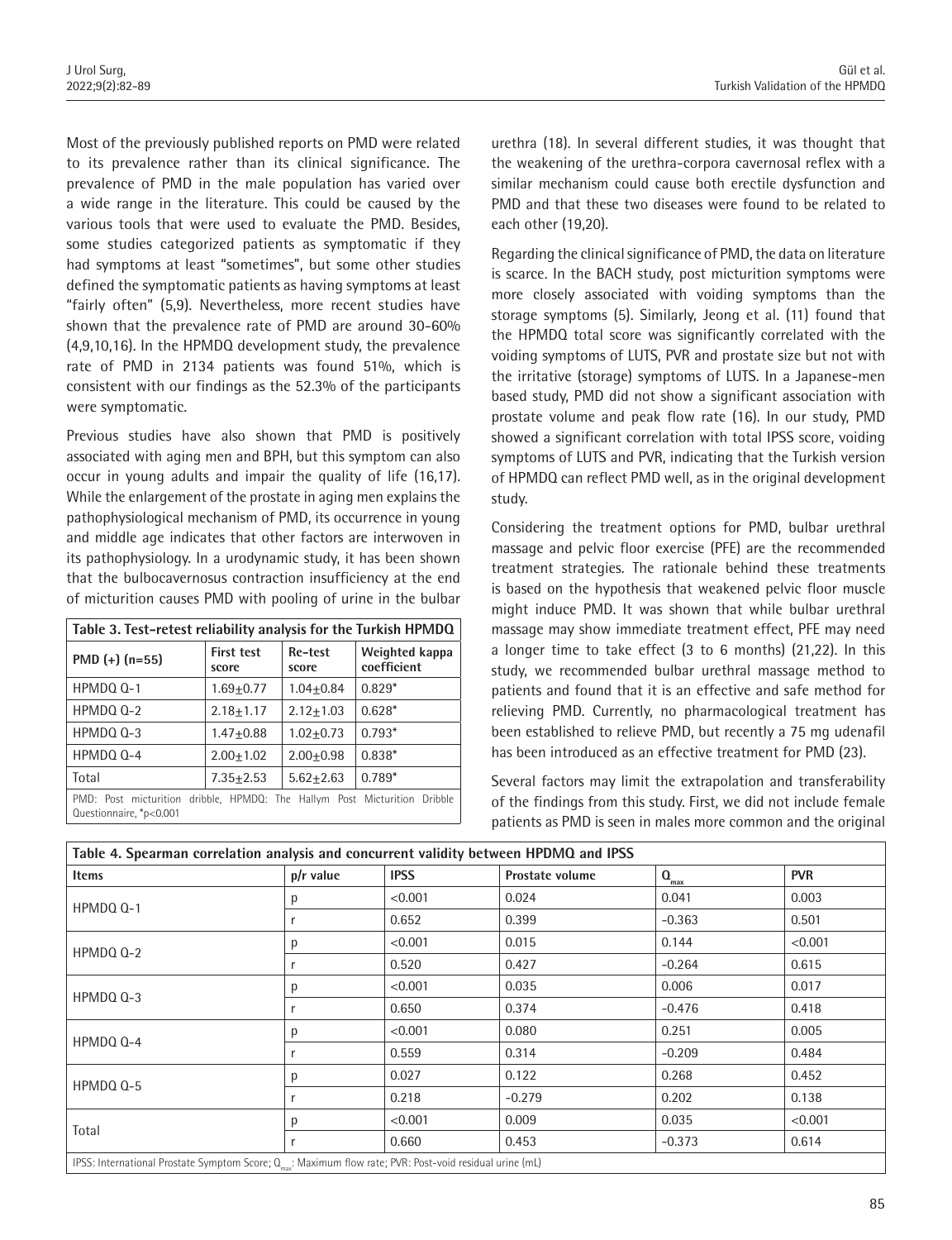Most of the previously published reports on PMD were related to its prevalence rather than its clinical significance. The prevalence of PMD in the male population has varied over a wide range in the literature. This could be caused by the various tools that were used to evaluate the PMD. Besides, some studies categorized patients as symptomatic if they had symptoms at least "sometimes", but some other studies defined the symptomatic patients as having symptoms at least "fairly often" (5,9). Nevertheless, more recent studies have shown that the prevalence rate of PMD are around 30-60% (4,9,10,16). In the HPMDQ development study, the prevalence rate of PMD in 2134 patients was found 51%, which is consistent with our findings as the 52.3% of the participants were symptomatic.

Previous studies have also shown that PMD is positively associated with aging men and BPH, but this symptom can also occur in young adults and impair the quality of life (16,17). While the enlargement of the prostate in aging men explains the pathophysiological mechanism of PMD, its occurrence in young and middle age indicates that other factors are interwoven in its pathophysiology. In a urodynamic study, it has been shown that the bulbocavernosus contraction insufficiency at the end of micturition causes PMD with pooling of urine in the bulbar urethra (18). In several different studies, it was thought that the weakening of the urethra-corpora cavernosal reflex with a similar mechanism could cause both erectile dysfunction and PMD and that these two diseases were found to be related to each other (19,20).

**Table 3. Test-retest reliability analysis for the Turkish HPMDQ**

| PMD (+) (n=55) | First test score | Re-test score | Weighted kappa coefficient |
|---|---|---|---|
| HPMDQ Q-1 | 1.69±0.77 | 1.04±0.84 | 0.829* |
| HPMDQ Q-2 | 2.18±1.17 | 2.12±1.03 | 0.628* |
| HPMDQ Q-3 | 1.47±0.88 | 1.02±0.73 | 0.793* |
| HPMDQ Q-4 | 2.00±1.02 | 2.00±0.98 | 0.838* |
| Total | 7.35±2.53 | 5.62±2.63 | 0.789* |

PMD: Post micturition dribble, HPMDQ: The Hallym Post Micturition Dribble Questionnaire, *p<0.001

Regarding the clinical significance of PMD, the data on literature is scarce. In the BACH study, post micturition symptoms were more closely associated with voiding symptoms than the storage symptoms (5). Similarly, Jeong et al. (11) found that the HPMDQ total score was significantly correlated with the voiding symptoms of LUTS, PVR and prostate size but not with the irritative (storage) symptoms of LUTS. In a Japanese-men based study, PMD did not show a significant association with prostate volume and peak flow rate (16). In our study, PMD showed a significant correlation with total IPSS score, voiding symptoms of LUTS and PVR, indicating that the Turkish version of HPMDQ can reflect PMD well, as in the original development study.

Considering the treatment options for PMD, bulbar urethral massage and pelvic floor exercise (PFE) are the recommended treatment strategies. The rationale behind these treatments is based on the hypothesis that weakened pelvic floor muscle might induce PMD. It was shown that while bulbar urethral massage may show immediate treatment effect, PFE may need a longer time to take effect (3 to 6 months) (21,22). In this study, we recommended bulbar urethral massage method to patients and found that it is an effective and safe method for relieving PMD. Currently, no pharmacological treatment has been established to relieve PMD, but recently a 75 mg udenafil has been introduced as an effective treatment for PMD (23).

Several factors may limit the extrapolation and transferability of the findings from this study. First, we did not include female patients as PMD is seen in males more common and the original

**Table 4. Spearman correlation analysis and concurrent validity between HPDMQ and IPSS**

| Items | p/r value | IPSS | Prostate volume | $Q_{max}$ | PVR |
|---|---|---|---|---|---|
| HPMDQ Q-1 | p | <0.001 | 0.024 | 0.041 | 0.003 |
| | r | 0.652 | 0.399 | -0.363 | 0.501 |
| HPMDQ Q-2 | p | <0.001 | 0.015 | 0.144 | <0.001 |
| | r | 0.520 | 0.427 | -0.264 | 0.615 |
| HPMDQ Q-3 | p | <0.001 | 0.035 | 0.006 | 0.017 |
| | r | 0.650 | 0.374 | -0.476 | 0.418 |
| HPMDQ Q-4 | p | <0.001 | 0.080 | 0.251 | 0.005 |
| | r | 0.559 | 0.314 | -0.209 | 0.484 |
| HPMDQ Q-5 | p | 0.027 | 0.122 | 0.268 | 0.452 |
| | r | 0.218 | -0.279 | 0.202 | 0.138 |
| Total | p | <0.001 | 0.009 | 0.035 | <0.001 |
| | r | 0.660 | 0.453 | -0.373 | 0.614 |

IPSS: International Prostate Symptom Score; $Q_{max}$: Maximum flow rate; PVR: Post-void residual urine (mL)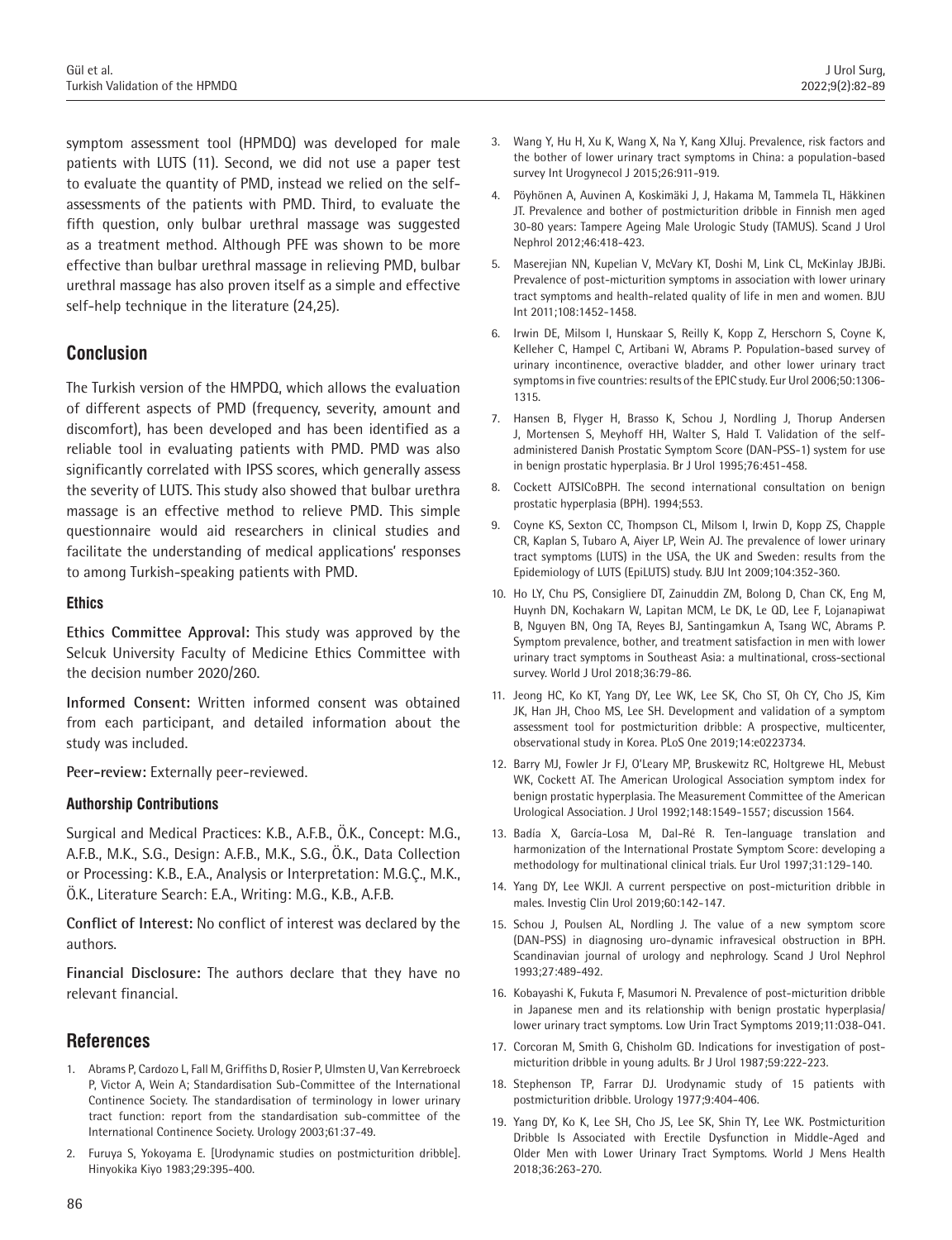symptom assessment tool (HPMDQ) was developed for male patients with LUTS (11). Second, we did not use a paper test to evaluate the quantity of PMD, instead we relied on the self-assessments of the patients with PMD. Third, to evaluate the fifth question, only bulbar urethral massage was suggested as a treatment method. Although PFE was shown to be more effective than bulbar urethral massage in relieving PMD, bulbar urethral massage has also proven itself as a simple and effective self-help technique in the literature (24,25).

## Conclusion

The Turkish version of the HMPDQ, which allows the evaluation of different aspects of PMD (frequency, severity, amount and discomfort), has been developed and has been identified as a reliable tool in evaluating patients with PMD. PMD was also significantly correlated with IPSS scores, which generally assess the severity of LUTS. This study also showed that bulbar urethra massage is an effective method to relieve PMD. This simple questionnaire would aid researchers in clinical studies and facilitate the understanding of medical applications' responses to among Turkish-speaking patients with PMD.

### Ethics

**Ethics Committee Approval:** This study was approved by the Selcuk University Faculty of Medicine Ethics Committee with the decision number 2020/260.

**Informed Consent:** Written informed consent was obtained from each participant, and detailed information about the study was included.

**Peer-review:** Externally peer-reviewed.

### Authorship Contributions

Surgical and Medical Practices: K.B., A.F.B., Ö.K., Concept: M.G., A.F.B., M.K., S.G., Design: A.F.B., M.K., S.G., Ö.K., Data Collection or Processing: K.B., E.A., Analysis or Interpretation: M.G.Ç., M.K., Ö.K., Literature Search: E.A., Writing: M.G., K.B., A.F.B.

**Conflict of Interest:** No conflict of interest was declared by the authors.

**Financial Disclosure:** The authors declare that they have no relevant financial.

## References

1. Abrams P, Cardozo L, Fall M, Griffiths D, Rosier P, Ulmsten U, Van Kerrebroeck P, Victor A, Wein A; Standardisation Sub-Committee of the International Continence Society. The standardisation of terminology in lower urinary tract function: report from the standardisation sub-committee of the International Continence Society. Urology 2003;61:37-49.
2. Furuya S, Yokoyama E. [Urodynamic studies on postmicturition dribble]. Hinyokika Kiyo 1983;29:395-400.
3. Wang Y, Hu H, Xu K, Wang X, Na Y, Kang XJIuj. Prevalence, risk factors and the bother of lower urinary tract symptoms in China: a population-based survey Int Urogynecol J 2015;26:911-919.
4. Pöyhönen A, Auvinen A, Koskimäki J, J, Hakama M, Tammela TL, Häkkinen JT. Prevalence and bother of postmicturition dribble in Finnish men aged 30-80 years: Tampere Ageing Male Urologic Study (TAMUS). Scand J Urol Nephrol 2012;46:418-423.
5. Maserejian NN, Kupelian V, McVary KT, Doshi M, Link CL, McKinlay JBJBi. Prevalence of post-micturition symptoms in association with lower urinary tract symptoms and health-related quality of life in men and women. BJU Int 2011;108:1452-1458.
6. Irwin DE, Milsom I, Hunskaar S, Reilly K, Kopp Z, Herschorn S, Coyne K, Kelleher C, Hampel C, Artibani W, Abrams P. Population-based survey of urinary incontinence, overactive bladder, and other lower urinary tract symptoms in five countries: results of the EPIC study. Eur Urol 2006;50:1306-1315.
7. Hansen B, Flyger H, Brasso K, Schou J, Nordling J, Thorup Andersen J, Mortensen S, Meyhoff HH, Walter S, Hald T. Validation of the self-administered Danish Prostatic Symptom Score (DAN-PSS-1) system for use in benign prostatic hyperplasia. Br J Urol 1995;76:451-458.
8. Cockett AJTSICoBPH. The second international consultation on benign prostatic hyperplasia (BPH). 1994;553.
9. Coyne KS, Sexton CC, Thompson CL, Milsom I, Irwin D, Kopp ZS, Chapple CR, Kaplan S, Tubaro A, Aiyer LP, Wein AJ. The prevalence of lower urinary tract symptoms (LUTS) in the USA, the UK and Sweden: results from the Epidemiology of LUTS (EpiLUTS) study. BJU Int 2009;104:352-360.
10. Ho LY, Chu PS, Consigliere DT, Zainuddin ZM, Bolong D, Chan CK, Eng M, Huynh DN, Kochakarn W, Lapitan MCM, Le DK, Le QD, Lee F, Lojanapiwat B, Nguyen BN, Ong TA, Reyes BJ, Santingamkun A, Tsang WC, Abrams P. Symptom prevalence, bother, and treatment satisfaction in men with lower urinary tract symptoms in Southeast Asia: a multinational, cross-sectional survey. World J Urol 2018;36:79-86.
11. Jeong HC, Ko KT, Yang DY, Lee WK, Lee SK, Cho ST, Oh CY, Cho JS, Kim JK, Han JH, Choo MS, Lee SH. Development and validation of a symptom assessment tool for postmicturition dribble: A prospective, multicenter, observational study in Korea. PLoS One 2019;14:e0223734.
12. Barry MJ, Fowler Jr FJ, O'Leary MP, Bruskewitz RC, Holtgrewe HL, Mebust WK, Cockett AT. The American Urological Association symptom index for benign prostatic hyperplasia. The Measurement Committee of the American Urological Association. J Urol 1992;148:1549-1557; discussion 1564.
13. Badía X, García-Losa M, Dal-Ré R. Ten-language translation and harmonization of the International Prostate Symptom Score: developing a methodology for multinational clinical trials. Eur Urol 1997;31:129-140.
14. Yang DY, Lee WKJI. A current perspective on post-micturition dribble in males. Investig Clin Urol 2019;60:142-147.
15. Schou J, Poulsen AL, Nordling J. The value of a new symptom score (DAN-PSS) in diagnosing uro-dynamic infravesical obstruction in BPH. Scandinavian journal of urology and nephrology. Scand J Urol Nephrol 1993;27:489-492.
16. Kobayashi K, Fukuta F, Masumori N. Prevalence of post-micturition dribble in Japanese men and its relationship with benign prostatic hyperplasia/lower urinary tract symptoms. Low Urin Tract Symptoms 2019;11:O38-O41.
17. Corcoran M, Smith G, Chisholm GD. Indications for investigation of post-micturition dribble in young adults. Br J Urol 1987;59:222-223.
18. Stephenson TP, Farrar DJ. Urodynamic study of 15 patients with postmicturition dribble. Urology 1977;9:404-406.
19. Yang DY, Ko K, Lee SH, Cho JS, Lee SK, Shin TY, Lee WK. Postmicturition Dribble Is Associated with Erectile Dysfunction in Middle-Aged and Older Men with Lower Urinary Tract Symptoms. World J Mens Health 2018;36:263-270.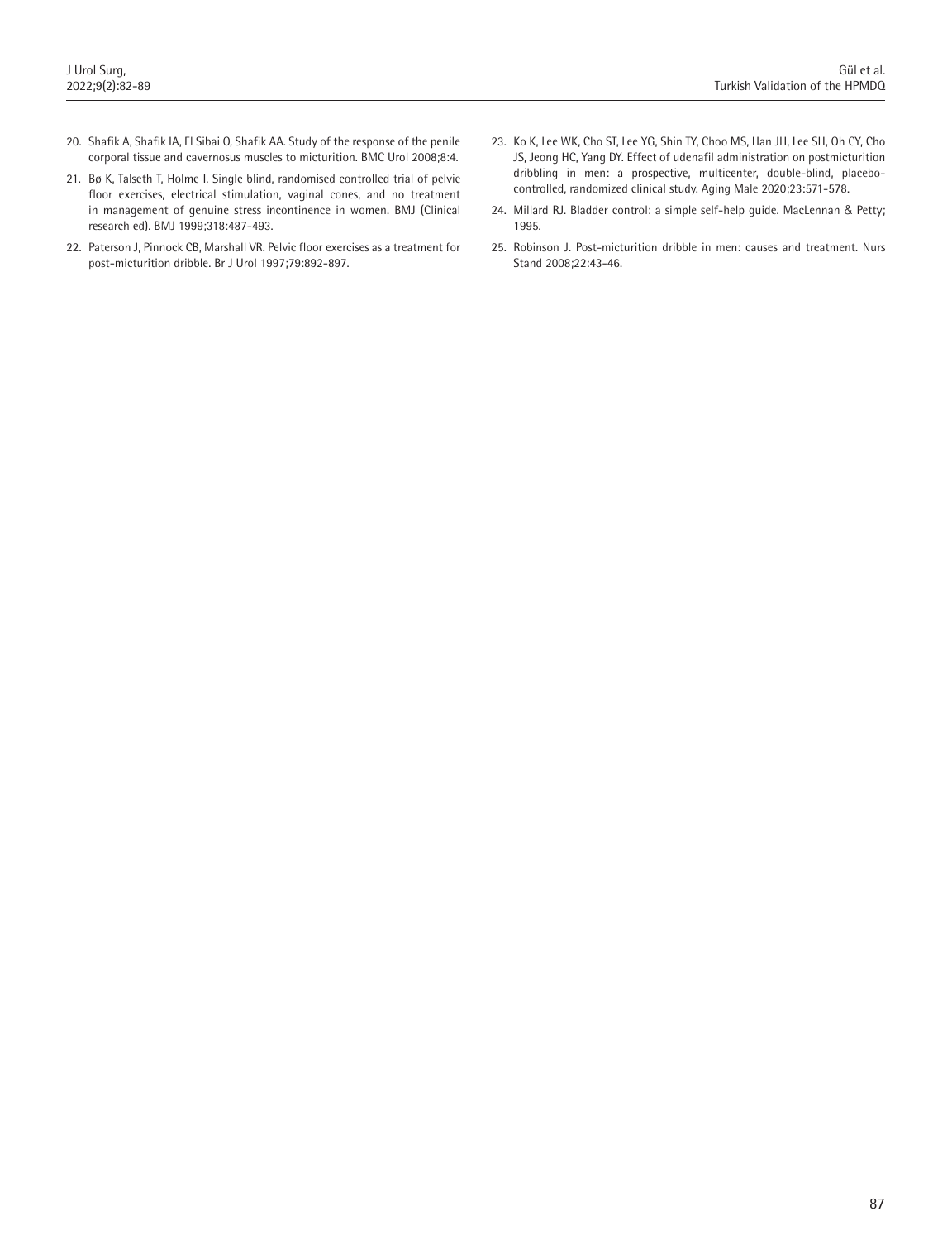20. Shafik A, Shafik IA, El Sibai O, Shafik AA. Study of the response of the penile corporal tissue and cavernosus muscles to micturition. BMC Urol 2008;8:4.
21. Bø K, Talseth T, Holme I. Single blind, randomised controlled trial of pelvic floor exercises, electrical stimulation, vaginal cones, and no treatment in management of genuine stress incontinence in women. BMJ (Clinical research ed). BMJ 1999;318:487-493.
22. Paterson J, Pinnock CB, Marshall VR. Pelvic floor exercises as a treatment for post-micturition dribble. Br J Urol 1997;79:892-897.
23. Ko K, Lee WK, Cho ST, Lee YG, Shin TY, Choo MS, Han JH, Lee SH, Oh CY, Cho JS, Jeong HC, Yang DY. Effect of udenafil administration on postmicturition dribbling in men: a prospective, multicenter, double-blind, placebo-controlled, randomized clinical study. Aging Male 2020;23:571-578.
24. Millard RJ. Bladder control: a simple self-help guide. MacLennan & Petty; 1995.
25. Robinson J. Post-micturition dribble in men: causes and treatment. Nurs Stand 2008;22:43-46.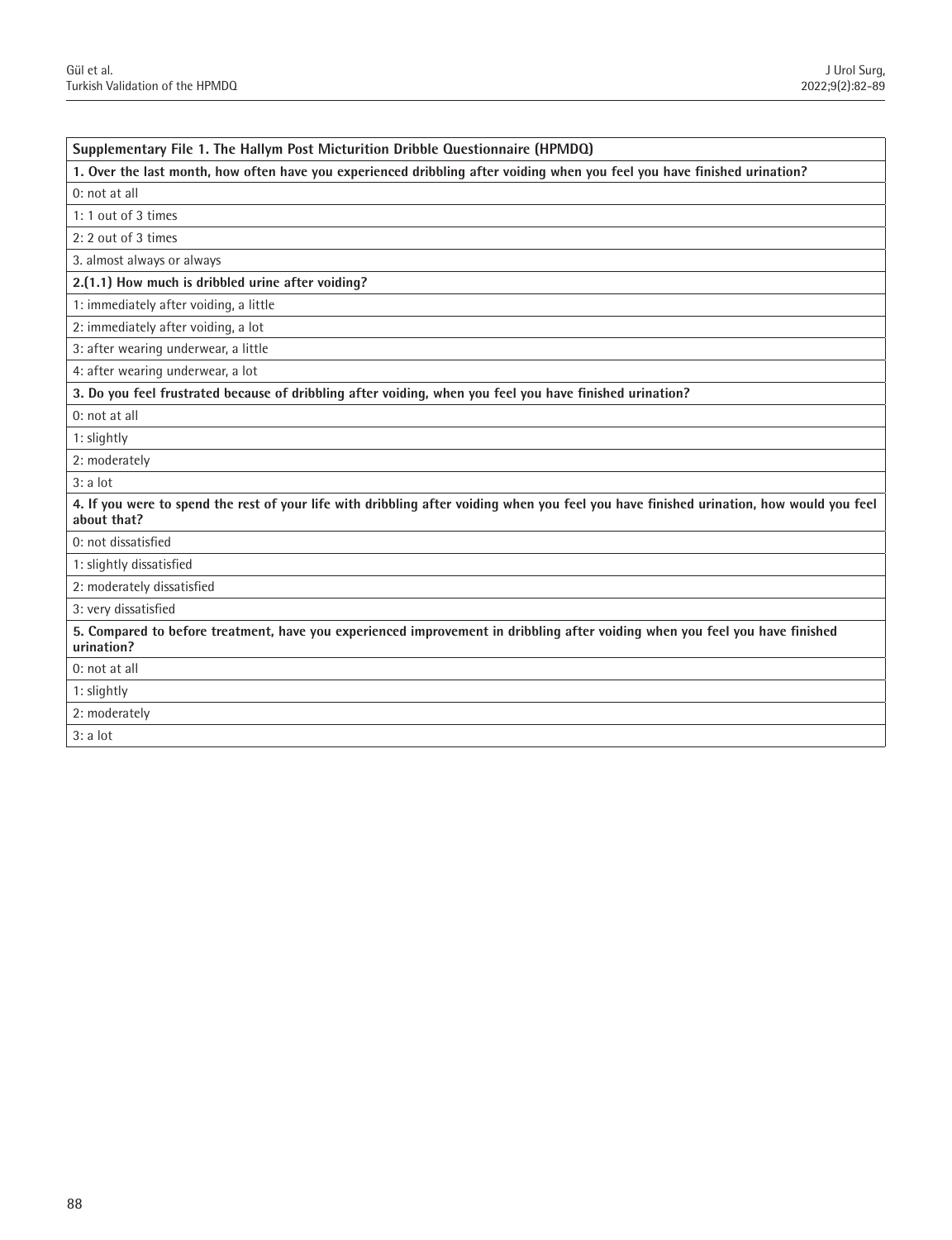| Supplementary File 1. The Hallym Post Micturition Dribble Questionnaire (HPMDQ) |
|---|
| **1. Over the last month, how often have you experienced dribbling after voiding when you feel you have finished urination?** |
| 0: not at all |
| 1: 1 out of 3 times |
| 2: 2 out of 3 times |
| 3. almost always or always |
| **2.(1.1) How much is dribbled urine after voiding?** |
| 1: immediately after voiding, a little |
| 2: immediately after voiding, a lot |
| 3: after wearing underwear, a little |
| 4: after wearing underwear, a lot |
| **3. Do you feel frustrated because of dribbling after voiding, when you feel you have finished urination?** |
| 0: not at all |
| 1: slightly |
| 2: moderately |
| 3: a lot |
| **4. If you were to spend the rest of your life with dribbling after voiding when you feel you have finished urination, how would you feel about that?** |
| 0: not dissatisfied |
| 1: slightly dissatisfied |
| 2: moderately dissatisfied |
| 3: very dissatisfied |
| **5. Compared to before treatment, have you experienced improvement in dribbling after voiding when you feel you have finished urination?** |
| 0: not at all |
| 1: slightly |
| 2: moderately |
| 3: a lot |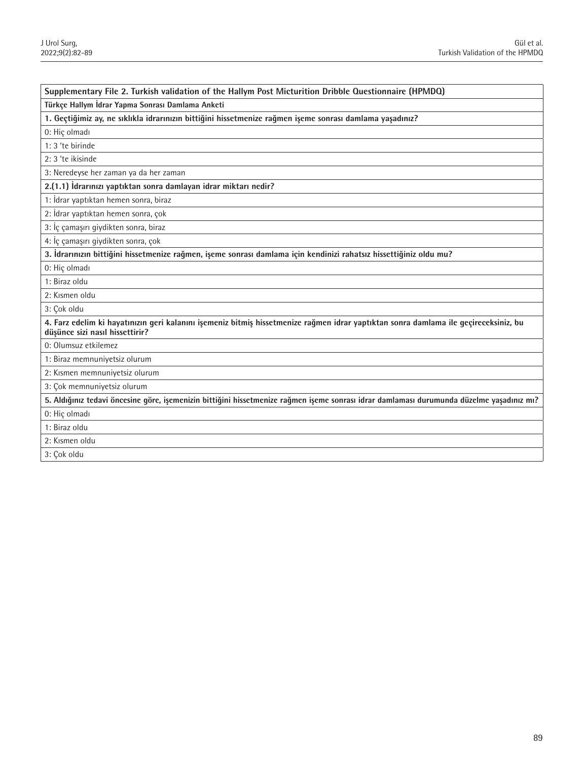| Supplementary File 2. Turkish validation of the Hallym Post Micturition Dribble Questionnaire (HPMDQ) |
|---|
| **Türkçe Hallym İdrar Yapma Sonrası Damlama Anketi** |
| **1. Geçtiğimiz ay, ne sıklıkla idrarınızın bittiğini hissetmenize rağmen işeme sonrası damlama yaşadınız?** |
| 0: Hiç olmadı |
| 1: 3 'te birinde |
| 2: 3 'te ikisinde |
| 3: Neredeyse her zaman ya da her zaman |
| **2.(1.1) İdrarınızı yaptıktan sonra damlayan idrar miktarı nedir?** |
| 1: İdrar yaptıktan hemen sonra, biraz |
| 2: İdrar yaptıktan hemen sonra, çok |
| 3: İç çamaşırı giydikten sonra, biraz |
| 4: İç çamaşırı giydikten sonra, çok |
| **3. İdrarınızın bittiğini hissetmenize rağmen, işeme sonrası damlama için kendinizi rahatsız hissettiğiniz oldu mu?** |
| 0: Hiç olmadı |
| 1: Biraz oldu |
| 2: Kısmen oldu |
| 3: Çok oldu |
| **4. Farz edelim ki hayatınızın geri kalanını işemeniz bitmiş hissetmenize rağmen idrar yaptıktan sonra damlama ile geçireceksiniz, bu düşünce sizi nasıl hissettirir?** |
| 0: Olumsuz etkilemez |
| 1: Biraz memnuniyetsiz olurum |
| 2: Kısmen memnuniyetsiz olurum |
| 3: Çok memnuniyetsiz olurum |
| **5. Aldığınız tedavi öncesine göre, işemenizin bittiğini hissetmenize rağmen işeme sonrası idrar damlaması durumunda düzelme yaşadınız mı?** |
| 0: Hiç olmadı |
| 1: Biraz oldu |
| 2: Kısmen oldu |
| 3: Çok oldu |